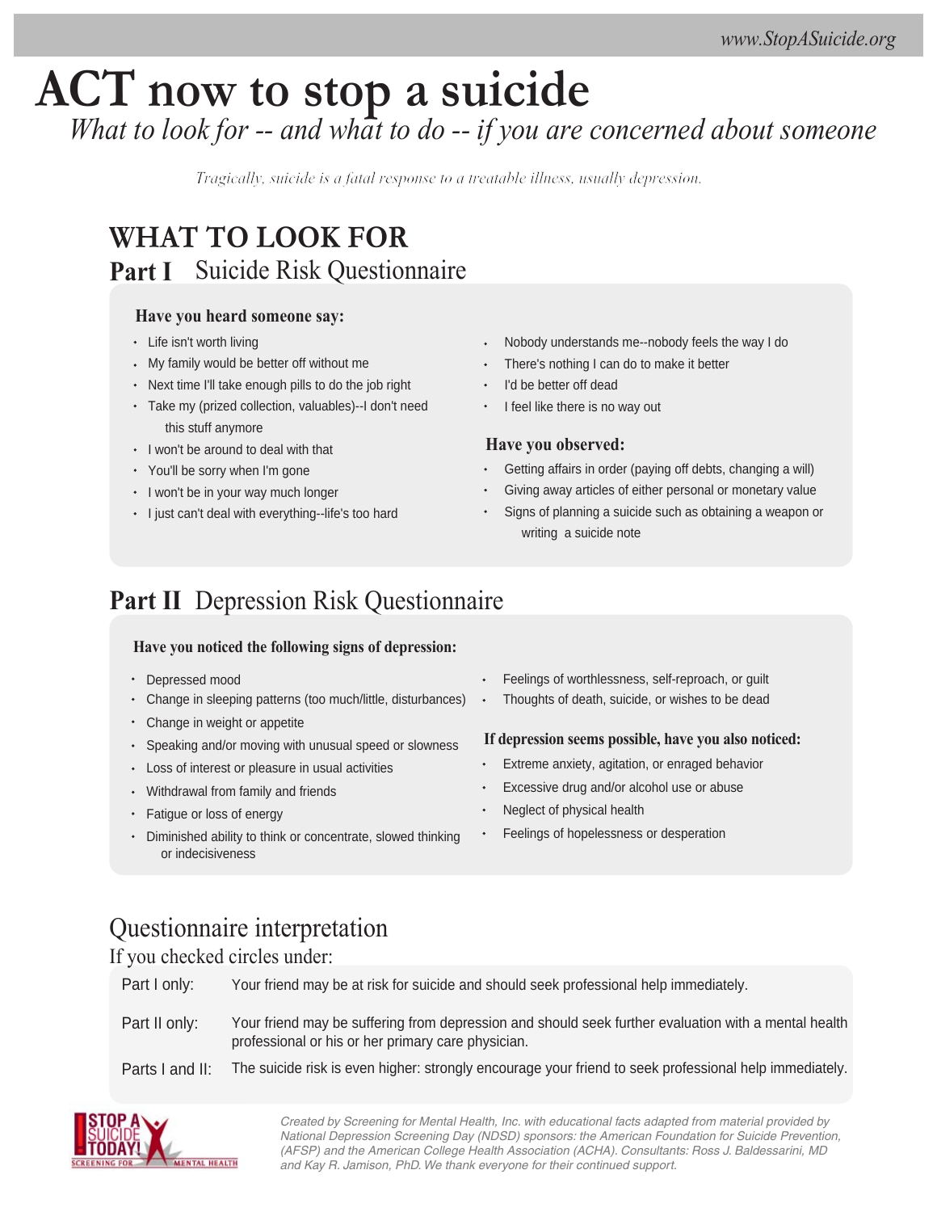www.StopASuicide.org

# ACT now to stop a suicide

*What to look for -- and what to do -- if you are concerned about someone*

*Tragically, suicide is a fatal response to a treatable illness, usually depression.*

## WHAT TO LOOK FOR

### Part I Suicide Risk Questionnaire

**Have you heard someone say:**

- Life isn't worth living
- My family would be better off without me
- Next time I'll take enough pills to do the job right
- Take my (prized collection, valuables)--I don't need this stuff anymore
- I won't be around to deal with that
- You'll be sorry when I'm gone
- I won't be in your way much longer
- I just can't deal with everything--life's too hard
- Nobody understands me--nobody feels the way I do
- There's nothing I can do to make it better
- I'd be better off dead
- I feel like there is no way out

**Have you observed:**

- Getting affairs in order (paying off debts, changing a will)
- Giving away articles of either personal or monetary value
- Signs of planning a suicide such as obtaining a weapon or writing a suicide note

### Part II Depression Risk Questionnaire

**Have you noticed the following signs of depression:**

- Depressed mood
- Change in sleeping patterns (too much/little, disturbances)
- Change in weight or appetite
- Speaking and/or moving with unusual speed or slowness
- Loss of interest or pleasure in usual activities
- Withdrawal from family and friends
- Fatigue or loss of energy
- Diminished ability to think or concentrate, slowed thinking or indecisiveness
- Feelings of worthlessness, self-reproach, or guilt
- Thoughts of death, suicide, or wishes to be dead

**If depression seems possible, have you also noticed:**

- Extreme anxiety, agitation, or enraged behavior
- Excessive drug and/or alcohol use or abuse
- Neglect of physical health
- Feelings of hopelessness or desperation

## Questionnaire interpretation

If you checked circles under:

| | |
|---|---|
| Part I only: | Your friend may be at risk for suicide and should seek professional help immediately. |
| Part II only: | Your friend may be suffering from depression and should seek further evaluation with a mental health professional or his or her primary care physician. |
| Parts I and II: | The suicide risk is even higher: strongly encourage your friend to seek professional help immediately. |

STOP A SUICIDE TODAY! SCREENING FOR MENTAL HEALTH

*Created by Screening for Mental Health, Inc. with educational facts adapted from material provided by National Depression Screening Day (NDSD) sponsors: the American Foundation for Suicide Prevention, (AFSP) and the American College Health Association (ACHA). Consultants: Ross J. Baldessarini, MD and Kay R. Jamison, PhD. We thank everyone for their continued support.*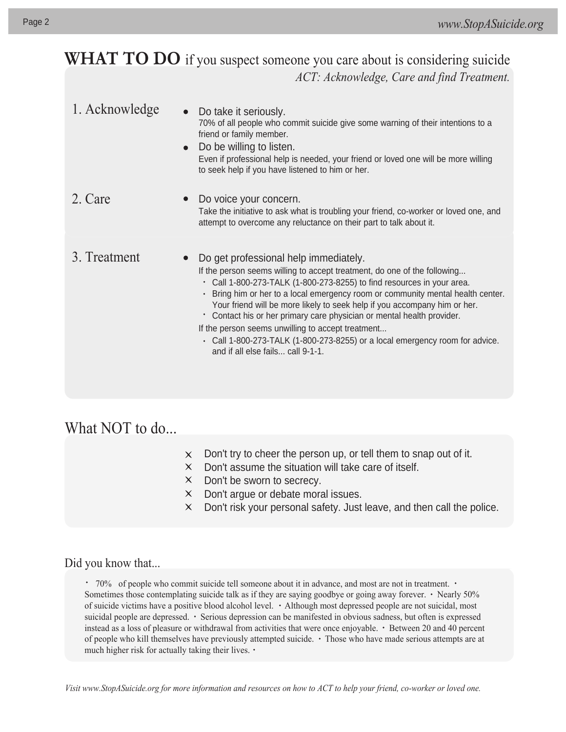# **WHAT TO DO** if you suspect someone you care about is considering suicide

*ACT: Acknowledge, Care and find Treatment.*

## 1. Acknowledge

- Do take it seriously.
  70% of all people who commit suicide give some warning of their intentions to a friend or family member.
- Do be willing to listen.
  Even if professional help is needed, your friend or loved one will be more willing to seek help if you have listened to him or her.

## 2. Care

- Do voice your concern.
  Take the initiative to ask what is troubling your friend, co-worker or loved one, and attempt to overcome any reluctance on their part to talk about it.

## 3. Treatment

- Do get professional help immediately.
  If the person seems willing to accept treatment, do one of the following...
  - Call 1-800-273-TALK (1-800-273-8255) to find resources in your area.
  - Bring him or her to a local emergency room or community mental health center. Your friend will be more likely to seek help if you accompany him or her.
  - Contact his or her primary care physician or mental health provider.

  If the person seems unwilling to accept treatment...
  - Call 1-800-273-TALK (1-800-273-8255) or a local emergency room for advice. and if all else fails... call 9-1-1.

## What NOT to do...

- × Don't try to cheer the person up, or tell them to snap out of it.
- × Don't assume the situation will take care of itself.
- × Don't be sworn to secrecy.
- × Don't argue or debate moral issues.
- × Don't risk your personal safety. Just leave, and then call the police.

## Did you know that...

• 70% of people who commit suicide tell someone about it in advance, and most are not in treatment. • Sometimes those contemplating suicide talk as if they are saying goodbye or going away forever. • Nearly 50% of suicide victims have a positive blood alcohol level. • Although most depressed people are not suicidal, most suicidal people are depressed. • Serious depression can be manifested in obvious sadness, but often is expressed instead as a loss of pleasure or withdrawal from activities that were once enjoyable. • Between 20 and 40 percent of people who kill themselves have previously attempted suicide. • Those who have made serious attempts are at much higher risk for actually taking their lives. •

*Visit www.StopASuicide.org for more information and resources on how to ACT to help your friend, co-worker or loved one.*